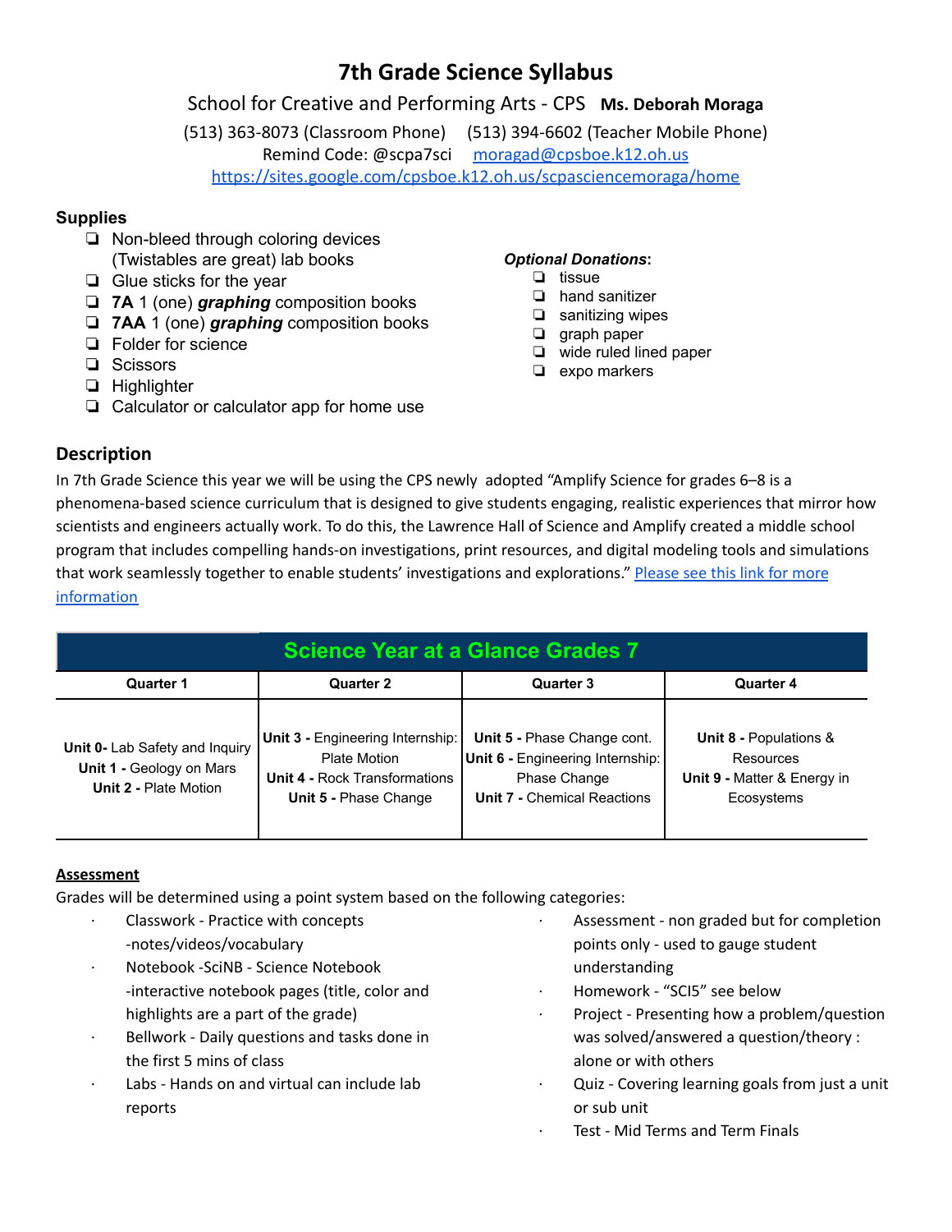# 7th Grade Science Syllabus

School for Creative and Performing Arts - CPS **Ms. Deborah Moraga**

(513) 363-8073 (Classroom Phone) (513) 394-6602 (Teacher Mobile Phone)

Remind Code: @scpa7sci [moragad@cpsboe.k12.oh.us](mailto:moragad@cpsboe.k12.oh.us)

https://sites.google.com/cpsboe.k12.oh.us/scpasciencemoraga/home

## Supplies

- ❑ Non-bleed through coloring devices (Twistables are great) lab books
- ❑ Glue sticks for the year
- ❑ **7A** 1 (one) ***graphing*** composition books
- ❑ **7AA** 1 (one) ***graphing*** composition books
- ❑ Folder for science
- ❑ Scissors
- ❑ Highlighter
- ❑ Calculator or calculator app for home use

***Optional Donations*:**

- ❑ tissue
- ❑ hand sanitizer
- ❑ sanitizing wipes
- ❑ graph paper
- ❑ wide ruled lined paper
- ❑ expo markers

## Description

In 7th Grade Science this year we will be using the CPS newly adopted "Amplify Science for grades 6–8 is a phenomena-based science curriculum that is designed to give students engaging, realistic experiences that mirror how scientists and engineers actually work. To do this, the Lawrence Hall of Science and Amplify created a middle school program that includes compelling hands-on investigations, print resources, and digital modeling tools and simulations that work seamlessly together to enable students' investigations and explorations." Please see this link for more information

| Science Year at a Glance Grades 7 | | | |
|---|---|---|---|
| **Quarter 1** | **Quarter 2** | **Quarter 3** | **Quarter 4** |
| **Unit 0-** Lab Safety and Inquiry<br>**Unit 1 -** Geology on Mars<br>**Unit 2 -** Plate Motion | **Unit 3 -** Engineering Internship: Plate Motion<br>**Unit 4 -** Rock Transformations<br>**Unit 5 -** Phase Change | **Unit 5 -** Phase Change cont.<br>**Unit 6 -** Engineering Internship: Phase Change<br>**Unit 7 -** Chemical Reactions | **Unit 8 -** Populations & Resources<br>**Unit 9 -** Matter & Energy in Ecosystems |

## Assessment

Grades will be determined using a point system based on the following categories:

- Classwork - Practice with concepts -notes/videos/vocabulary
- Notebook -SciNB - Science Notebook -interactive notebook pages (title, color and highlights are a part of the grade)
- Bellwork - Daily questions and tasks done in the first 5 mins of class
- Labs - Hands on and virtual can include lab reports
- Assessment - non graded but for completion points only - used to gauge student understanding
- Homework - "SCI5" see below
- Project - Presenting how a problem/question was solved/answered a question/theory : alone or with others
- Quiz - Covering learning goals from just a unit or sub unit
- Test - Mid Terms and Term Finals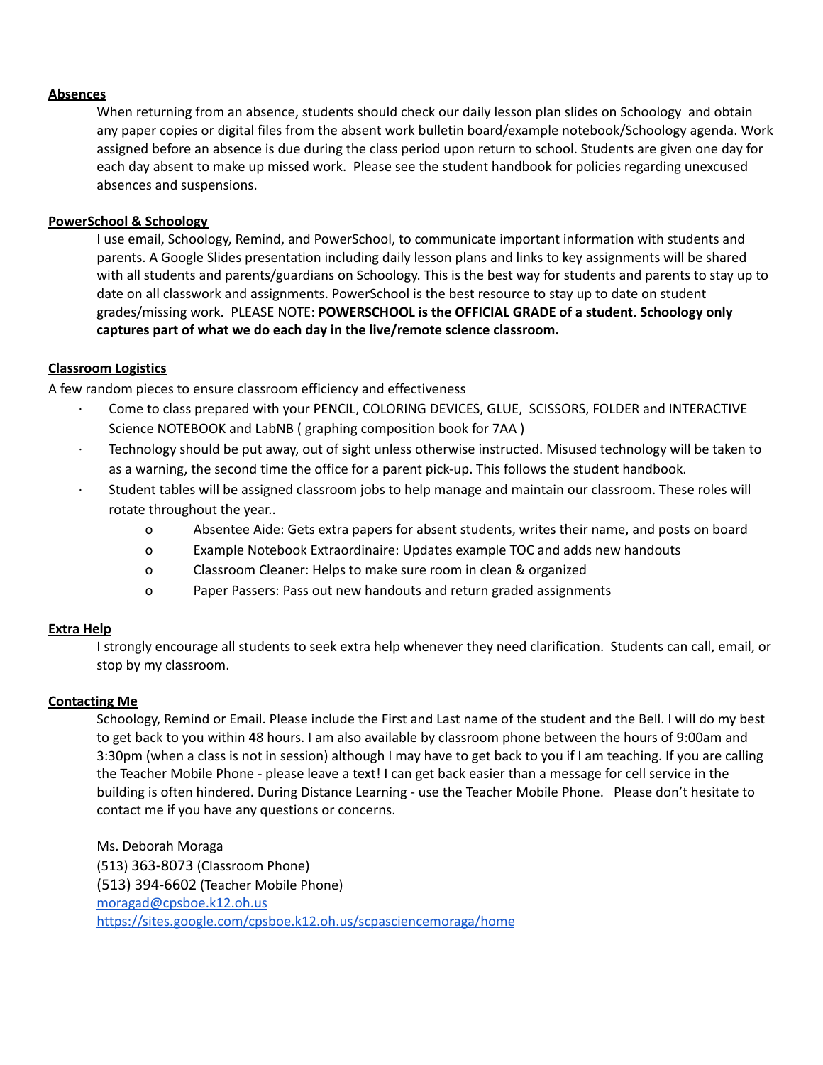**Absences**

When returning from an absence, students should check our daily lesson plan slides on Schoology and obtain any paper copies or digital files from the absent work bulletin board/example notebook/Schoology agenda. Work assigned before an absence is due during the class period upon return to school. Students are given one day for each day absent to make up missed work. Please see the student handbook for policies regarding unexcused absences and suspensions.

**PowerSchool & Schoology**

I use email, Schoology, Remind, and PowerSchool, to communicate important information with students and parents. A Google Slides presentation including daily lesson plans and links to key assignments will be shared with all students and parents/guardians on Schoology. This is the best way for students and parents to stay up to date on all classwork and assignments. PowerSchool is the best resource to stay up to date on student grades/missing work. PLEASE NOTE: **POWERSCHOOL is the OFFICIAL GRADE of a student. Schoology only captures part of what we do each day in the live/remote science classroom.**

**Classroom Logistics**

A few random pieces to ensure classroom efficiency and effectiveness

- Come to class prepared with your PENCIL, COLORING DEVICES, GLUE, SCISSORS, FOLDER and INTERACTIVE Science NOTEBOOK and LabNB ( graphing composition book for 7AA )
- Technology should be put away, out of sight unless otherwise instructed. Misused technology will be taken to as a warning, the second time the office for a parent pick-up. This follows the student handbook.
- Student tables will be assigned classroom jobs to help manage and maintain our classroom. These roles will rotate throughout the year..
    - Absentee Aide: Gets extra papers for absent students, writes their name, and posts on board
    - Example Notebook Extraordinaire: Updates example TOC and adds new handouts
    - Classroom Cleaner: Helps to make sure room in clean & organized
    - Paper Passers: Pass out new handouts and return graded assignments

**Extra Help**

I strongly encourage all students to seek extra help whenever they need clarification. Students can call, email, or stop by my classroom.

**Contacting Me**

Schoology, Remind or Email. Please include the First and Last name of the student and the Bell. I will do my best to get back to you within 48 hours. I am also available by classroom phone between the hours of 9:00am and 3:30pm (when a class is not in session) although I may have to get back to you if I am teaching. If you are calling the Teacher Mobile Phone - please leave a text! I can get back easier than a message for cell service in the building is often hindered. During Distance Learning - use the Teacher Mobile Phone. Please don't hesitate to contact me if you have any questions or concerns.

Ms. Deborah Moraga  
(513) 363-8073 (Classroom Phone)  
(513) 394-6602 (Teacher Mobile Phone)  
moragad@cpsboe.k12.oh.us  
https://sites.google.com/cpsboe.k12.oh.us/scpasciencemoraga/home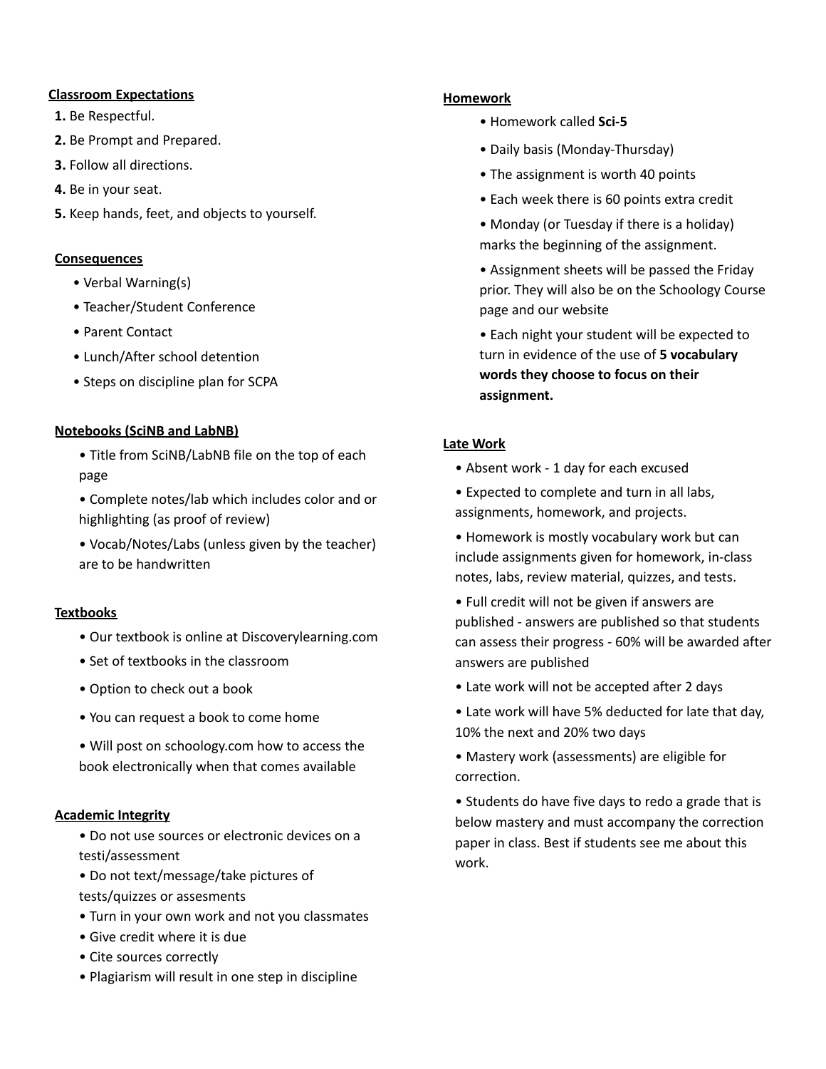**Classroom Expectations**

1. Be Respectful.
2. Be Prompt and Prepared.
3. Follow all directions.
4. Be in your seat.
5. Keep hands, feet, and objects to yourself.

**Consequences**

- Verbal Warning(s)
- Teacher/Student Conference
- Parent Contact
- Lunch/After school detention
- Steps on discipline plan for SCPA

**Notebooks (SciNB and LabNB)**

- Title from SciNB/LabNB file on the top of each page
- Complete notes/lab which includes color and or highlighting (as proof of review)
- Vocab/Notes/Labs (unless given by the teacher) are to be handwritten

**Textbooks**

- Our textbook is online at Discoverylearning.com
- Set of textbooks in the classroom
- Option to check out a book
- You can request a book to come home
- Will post on schoology.com how to access the book electronically when that comes available

**Academic Integrity**

- Do not use sources or electronic devices on a testi/assessment
- Do not text/message/take pictures of tests/quizzes or assesments
- Turn in your own work and not you classmates
- Give credit where it is due
- Cite sources correctly
- Plagiarism will result in one step in discipline

**Homework**

- Homework called **Sci-5**
- Daily basis (Monday-Thursday)
- The assignment is worth 40 points
- Each week there is 60 points extra credit
- Monday (or Tuesday if there is a holiday) marks the beginning of the assignment.
- Assignment sheets will be passed the Friday prior. They will also be on the Schoology Course page and our website
- Each night your student will be expected to turn in evidence of the use of **5 vocabulary words they choose to focus on their assignment.**

**Late Work**

- Absent work - 1 day for each excused
- Expected to complete and turn in all labs, assignments, homework, and projects.
- Homework is mostly vocabulary work but can include assignments given for homework, in-class notes, labs, review material, quizzes, and tests.
- Full credit will not be given if answers are published - answers are published so that students can assess their progress - 60% will be awarded after answers are published
- Late work will not be accepted after 2 days
- Late work will have 5% deducted for late that day, 10% the next and 20% two days
- Mastery work (assessments) are eligible for correction.
- Students do have five days to redo a grade that is below mastery and must accompany the correction paper in class. Best if students see me about this work.